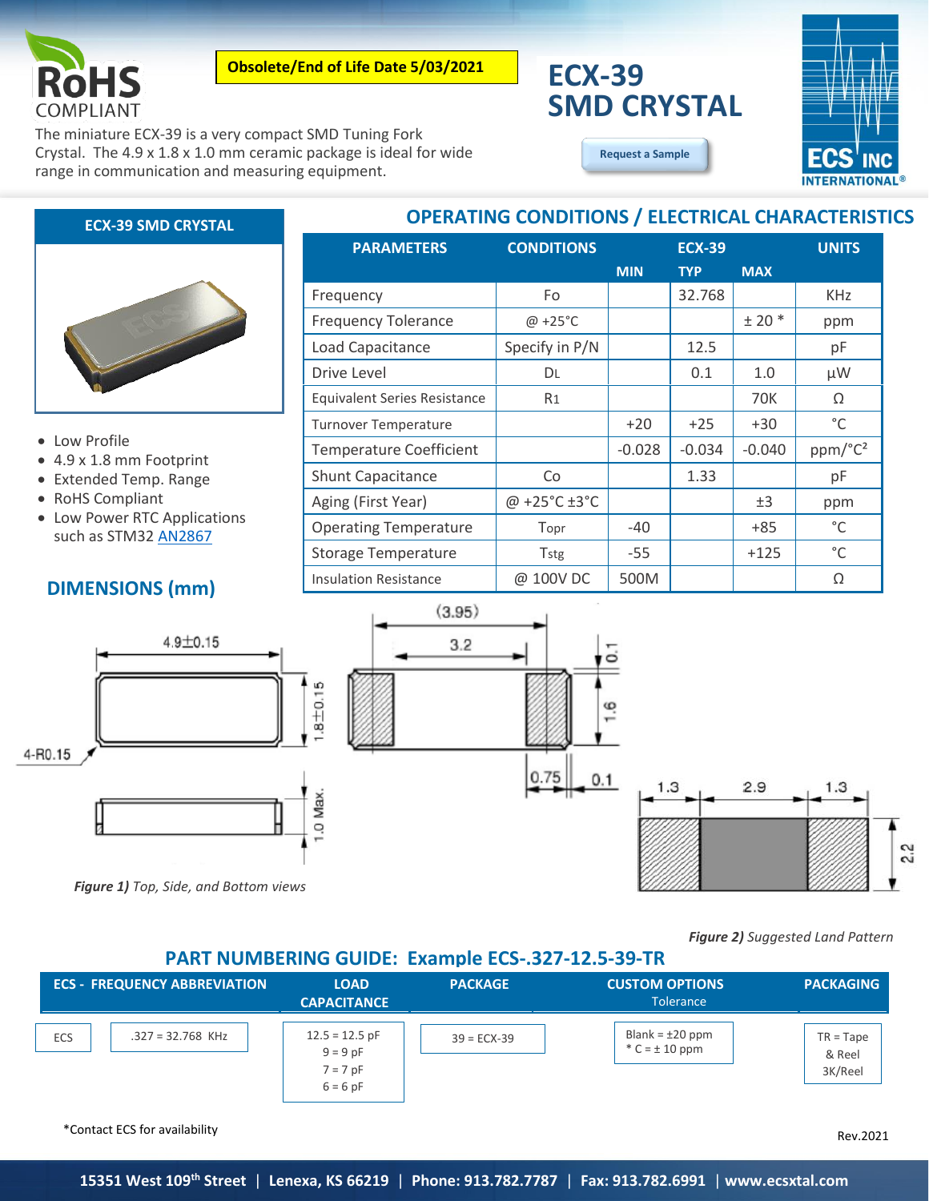RoHS COMPLIANT

**Obsolete/End of Life Date 5/03/2021**

# ECX-39 SMD CRYSTAL

The miniature ECX-39 is a very compact SMD Tuning Fork Crystal. The 4.9 x 1.8 x 1.0 mm ceramic package is ideal for wide range in communication and measuring equipment.

Request a Sample

## ECX-39 SMD CRYSTAL

- Low Profile
- 4.9 x 1.8 mm Footprint
- Extended Temp. Range
- RoHS Compliant
- Low Power RTC Applications such as STM32 AN2867

## OPERATING CONDITIONS / ELECTRICAL CHARACTERISTICS

| PARAMETERS | CONDITIONS | ECX-39 MIN | TYP | MAX | UNITS |
|---|---|---|---|---|---|
| Frequency | Fo | | 32.768 | | KHz |
| Frequency Tolerance | @ +25°C | | | ± 20 * | ppm |
| Load Capacitance | Specify in P/N | | 12.5 | | pF |
| Drive Level | $D_L$ | | 0.1 | 1.0 | µW |
| Equivalent Series Resistance | $R_1$ | | | 70K | Ω |
| Turnover Temperature | | +20 | +25 | +30 | °C |
| Temperature Coefficient | | -0.028 | -0.034 | -0.040 | ppm/°C² |
| Shunt Capacitance | Co | | 1.33 | | pF |
| Aging (First Year) | @ +25°C ±3°C | | | ±3 | ppm |
| Operating Temperature | Topr | -40 | | +85 | °C |
| Storage Temperature | Tstg | -55 | | +125 | °C |
| Insulation Resistance | @ 100V DC | 500M | | | Ω |

## DIMENSIONS (mm)

4.9±0.15, 1.8±0.15, 4-R0.15, 1.0 Max., (3.95), 3.2, 0.1, 1.6, 0.75, 0.1

***Figure 1)*** *Top, Side, and Bottom views*

1.3, 2.9, 1.3, 2.2

***Figure 2)*** *Suggested Land Pattern*

## PART NUMBERING GUIDE: Example ECS-.327-12.5-39-TR

| ECS - FREQUENCY ABBREVIATION | | LOAD CAPACITANCE | PACKAGE | CUSTOM OPTIONS Tolerance | PACKAGING |
|---|---|---|---|---|---|
| ECS | .327 = 32.768 KHz | 12.5 = 12.5 pF<br>9 = 9 pF<br>7 = 7 pF<br>6 = 6 pF | 39 = ECX-39 | Blank = ±20 ppm<br>* C = ± 10 ppm | TR = Tape & Reel 3K/Reel |

*Contact ECS for availability

Rev.2021

15351 West 109th Street | Lenexa, KS 66219 | Phone: 913.782.7787 | Fax: 913.782.6991 | www.ecsxtal.com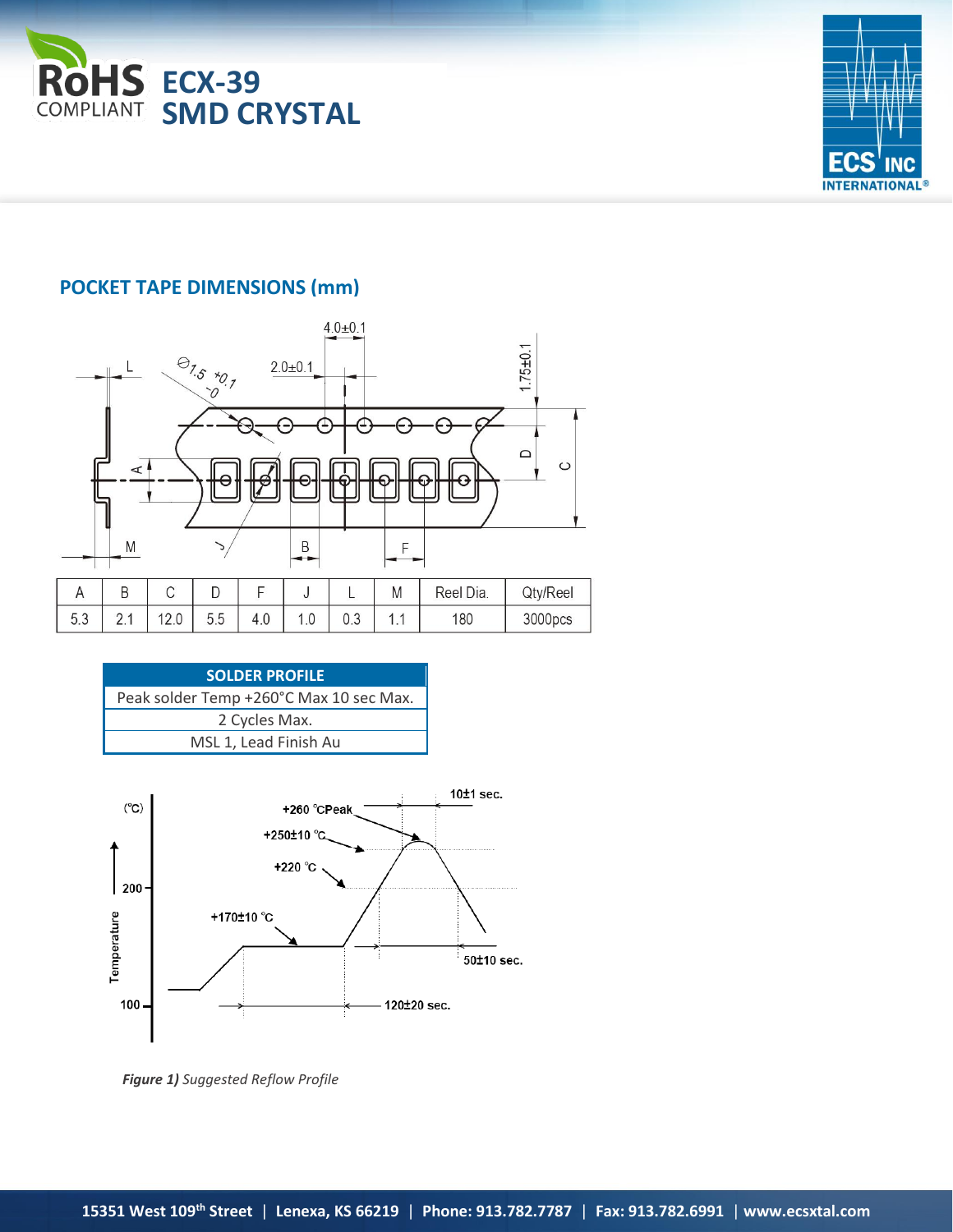# ECX-39 SMD CRYSTAL

RoHS COMPLIANT

## POCKET TAPE DIMENSIONS (mm)

4.0±0.1

2.0±0.1

∅1.5 +0.1 -0

1.75±0.1

L A D C M J B F

| A | B | C | D | F | J | L | M | Reel Dia. | Qty/Reel |
|---|---|---|---|---|---|---|---|---|---|
| 5.3 | 2.1 | 12.0 | 5.5 | 4.0 | 1.0 | 0.3 | 1.1 | 180 | 3000pcs |

| SOLDER PROFILE |
|---|
| Peak solder Temp +260°C Max 10 sec Max. |
| 2 Cycles Max. |
| MSL 1, Lead Finish Au |

(℃)

Temperature

200

100

+260 ℃Peak

+250±10 ℃

+220 ℃

+170±10 ℃

10±1 sec.

50±10 sec.

120±20 sec.

***Figure 1)*** *Suggested Reflow Profile*